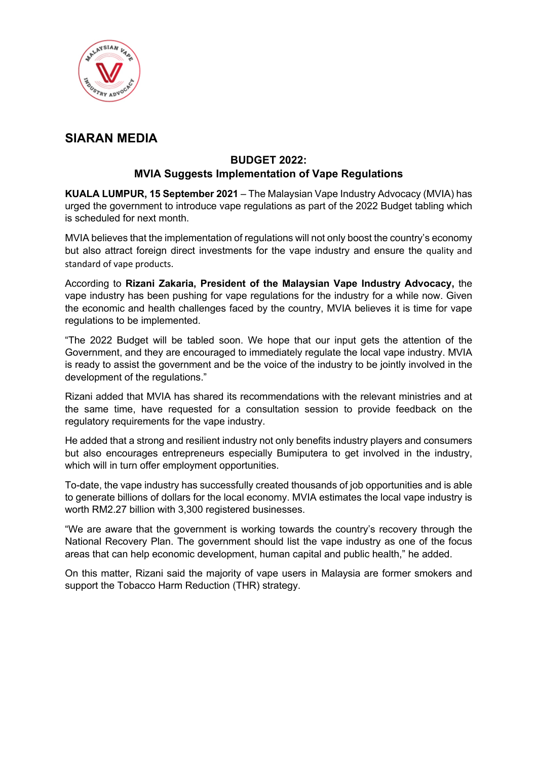## SIARAN MEDIA

### BUDGET 2022:
### MVIA Suggests Implementation of Vape Regulations

**KUALA LUMPUR, 15 September 2021** – The Malaysian Vape Industry Advocacy (MVIA) has urged the government to introduce vape regulations as part of the 2022 Budget tabling which is scheduled for next month.

MVIA believes that the implementation of regulations will not only boost the country's economy but also attract foreign direct investments for the vape industry and ensure the quality and standard of vape products.

According to **Rizani Zakaria, President of the Malaysian Vape Industry Advocacy,** the vape industry has been pushing for vape regulations for the industry for a while now. Given the economic and health challenges faced by the country, MVIA believes it is time for vape regulations to be implemented.

"The 2022 Budget will be tabled soon. We hope that our input gets the attention of the Government, and they are encouraged to immediately regulate the local vape industry. MVIA is ready to assist the government and be the voice of the industry to be jointly involved in the development of the regulations."

Rizani added that MVIA has shared its recommendations with the relevant ministries and at the same time, have requested for a consultation session to provide feedback on the regulatory requirements for the vape industry.

He added that a strong and resilient industry not only benefits industry players and consumers but also encourages entrepreneurs especially Bumiputera to get involved in the industry, which will in turn offer employment opportunities.

To-date, the vape industry has successfully created thousands of job opportunities and is able to generate billions of dollars for the local economy. MVIA estimates the local vape industry is worth RM2.27 billion with 3,300 registered businesses.

"We are aware that the government is working towards the country's recovery through the National Recovery Plan. The government should list the vape industry as one of the focus areas that can help economic development, human capital and public health," he added.

On this matter, Rizani said the majority of vape users in Malaysia are former smokers and support the Tobacco Harm Reduction (THR) strategy.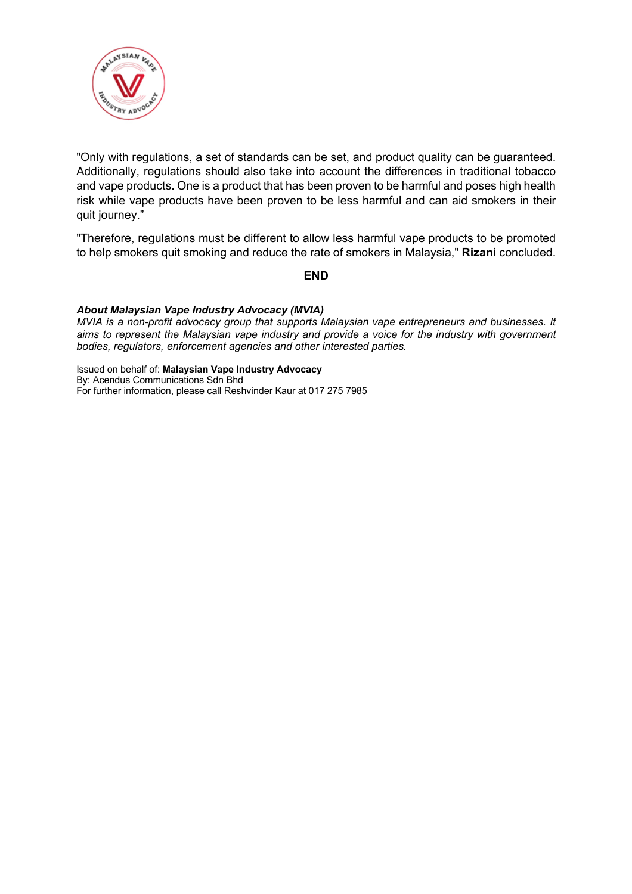"Only with regulations, a set of standards can be set, and product quality can be guaranteed. Additionally, regulations should also take into account the differences in traditional tobacco and vape products. One is a product that has been proven to be harmful and poses high health risk while vape products have been proven to be less harmful and can aid smokers in their quit journey."

"Therefore, regulations must be different to allow less harmful vape products to be promoted to help smokers quit smoking and reduce the rate of smokers in Malaysia," **Rizani** concluded.

**END**

***About Malaysian Vape Industry Advocacy (MVIA)***
*MVIA is a non-profit advocacy group that supports Malaysian vape entrepreneurs and businesses. It aims to represent the Malaysian vape industry and provide a voice for the industry with government bodies, regulators, enforcement agencies and other interested parties.*

Issued on behalf of: **Malaysian Vape Industry Advocacy**
By: Acendus Communications Sdn Bhd
For further information, please call Reshvinder Kaur at 017 275 7985